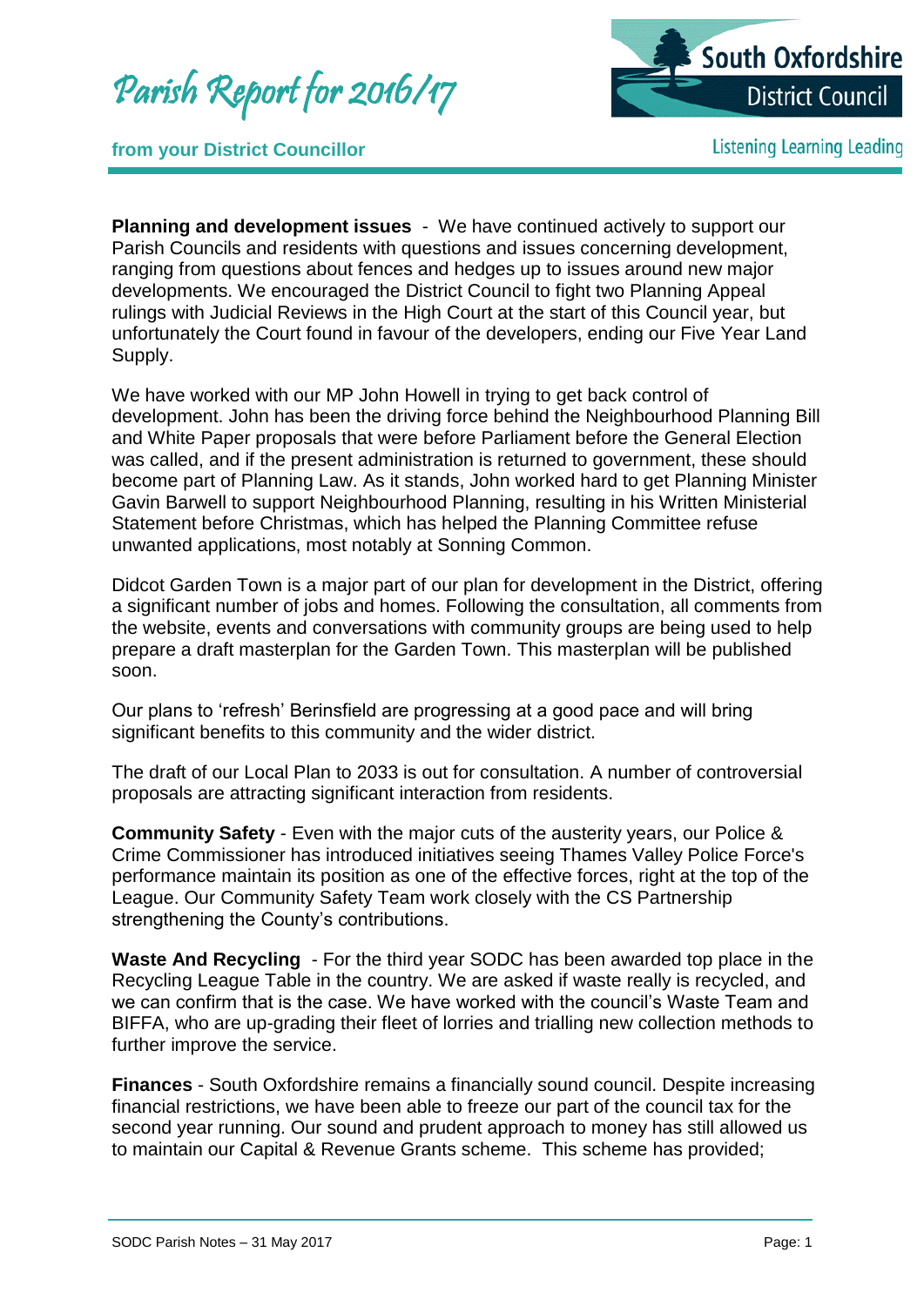# Parish Report for 2016/17

**from your District Councillor**

South Oxfordshire District Council

Listening Learning Leading

**Planning and development issues** - We have continued actively to support our Parish Councils and residents with questions and issues concerning development, ranging from questions about fences and hedges up to issues around new major developments. We encouraged the District Council to fight two Planning Appeal rulings with Judicial Reviews in the High Court at the start of this Council year, but unfortunately the Court found in favour of the developers, ending our Five Year Land Supply.

We have worked with our MP John Howell in trying to get back control of development. John has been the driving force behind the Neighbourhood Planning Bill and White Paper proposals that were before Parliament before the General Election was called, and if the present administration is returned to government, these should become part of Planning Law. As it stands, John worked hard to get Planning Minister Gavin Barwell to support Neighbourhood Planning, resulting in his Written Ministerial Statement before Christmas, which has helped the Planning Committee refuse unwanted applications, most notably at Sonning Common.

Didcot Garden Town is a major part of our plan for development in the District, offering a significant number of jobs and homes. Following the consultation, all comments from the website, events and conversations with community groups are being used to help prepare a draft masterplan for the Garden Town. This masterplan will be published soon.

Our plans to 'refresh' Berinsfield are progressing at a good pace and will bring significant benefits to this community and the wider district.

The draft of our Local Plan to 2033 is out for consultation. A number of controversial proposals are attracting significant interaction from residents.

**Community Safety** - Even with the major cuts of the austerity years, our Police & Crime Commissioner has introduced initiatives seeing Thames Valley Police Force's performance maintain its position as one of the effective forces, right at the top of the League. Our Community Safety Team work closely with the CS Partnership strengthening the County's contributions.

**Waste And Recycling** - For the third year SODC has been awarded top place in the Recycling League Table in the country. We are asked if waste really is recycled, and we can confirm that is the case. We have worked with the council's Waste Team and BIFFA, who are up-grading their fleet of lorries and trialling new collection methods to further improve the service.

**Finances** - South Oxfordshire remains a financially sound council. Despite increasing financial restrictions, we have been able to freeze our part of the council tax for the second year running. Our sound and prudent approach to money has still allowed us to maintain our Capital & Revenue Grants scheme. This scheme has provided;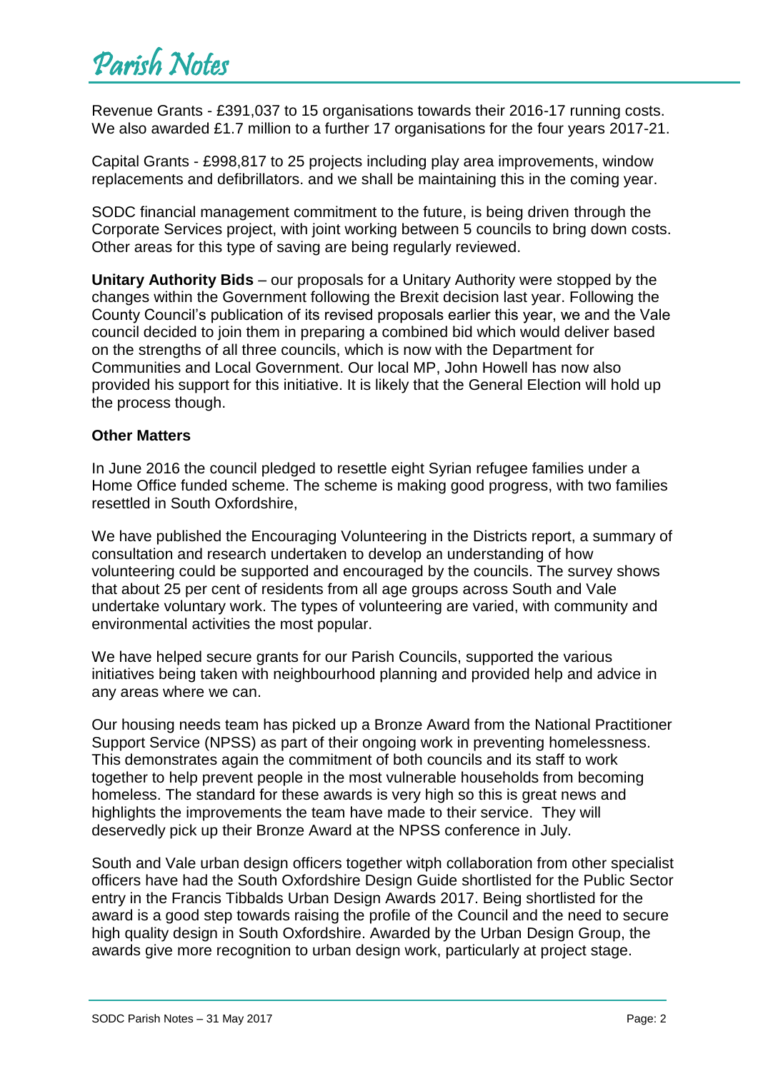Revenue Grants - £391,037 to 15 organisations towards their 2016-17 running costs. We also awarded £1.7 million to a further 17 organisations for the four years 2017-21.

Capital Grants - £998,817 to 25 projects including play area improvements, window replacements and defibrillators. and we shall be maintaining this in the coming year.

SODC financial management commitment to the future, is being driven through the Corporate Services project, with joint working between 5 councils to bring down costs. Other areas for this type of saving are being regularly reviewed.

**Unitary Authority Bids** – our proposals for a Unitary Authority were stopped by the changes within the Government following the Brexit decision last year. Following the County Council's publication of its revised proposals earlier this year, we and the Vale council decided to join them in preparing a combined bid which would deliver based on the strengths of all three councils, which is now with the Department for Communities and Local Government. Our local MP, John Howell has now also provided his support for this initiative. It is likely that the General Election will hold up the process though.

**Other Matters**

In June 2016 the council pledged to resettle eight Syrian refugee families under a Home Office funded scheme. The scheme is making good progress, with two families resettled in South Oxfordshire,

We have published the Encouraging Volunteering in the Districts report, a summary of consultation and research undertaken to develop an understanding of how volunteering could be supported and encouraged by the councils. The survey shows that about 25 per cent of residents from all age groups across South and Vale undertake voluntary work. The types of volunteering are varied, with community and environmental activities the most popular.

We have helped secure grants for our Parish Councils, supported the various initiatives being taken with neighbourhood planning and provided help and advice in any areas where we can.

Our housing needs team has picked up a Bronze Award from the National Practitioner Support Service (NPSS) as part of their ongoing work in preventing homelessness. This demonstrates again the commitment of both councils and its staff to work together to help prevent people in the most vulnerable households from becoming homeless. The standard for these awards is very high so this is great news and highlights the improvements the team have made to their service. They will deservedly pick up their Bronze Award at the NPSS conference in July.

South and Vale urban design officers together witph collaboration from other specialist officers have had the South Oxfordshire Design Guide shortlisted for the Public Sector entry in the Francis Tibbalds Urban Design Awards 2017. Being shortlisted for the award is a good step towards raising the profile of the Council and the need to secure high quality design in South Oxfordshire. Awarded by the Urban Design Group, the awards give more recognition to urban design work, particularly at project stage.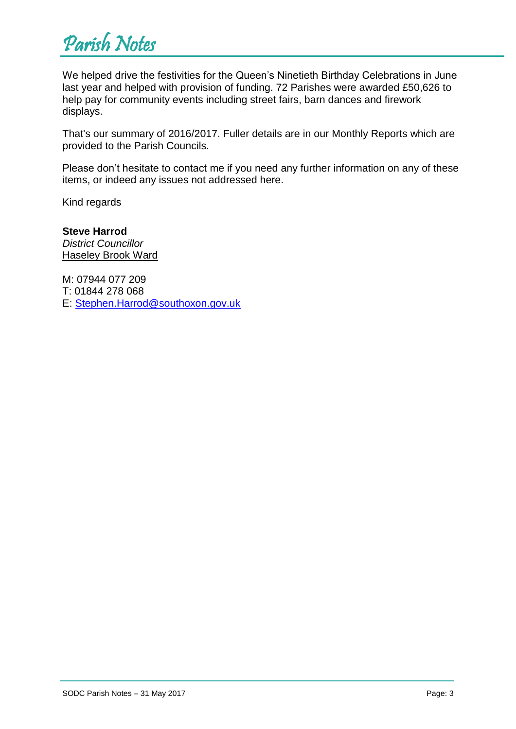# Parish Notes

We helped drive the festivities for the Queen's Ninetieth Birthday Celebrations in June last year and helped with provision of funding. 72 Parishes were awarded £50,626 to help pay for community events including street fairs, barn dances and firework displays.

That's our summary of 2016/2017. Fuller details are in our Monthly Reports which are provided to the Parish Councils.

Please don't hesitate to contact me if you need any further information on any of these items, or indeed any issues not addressed here.

Kind regards

**Steve Harrod**
*District Councillor*
Haseley Brook Ward

M: 07944 077 209
T: 01844 278 068
E: Stephen.Harrod@southoxon.gov.uk